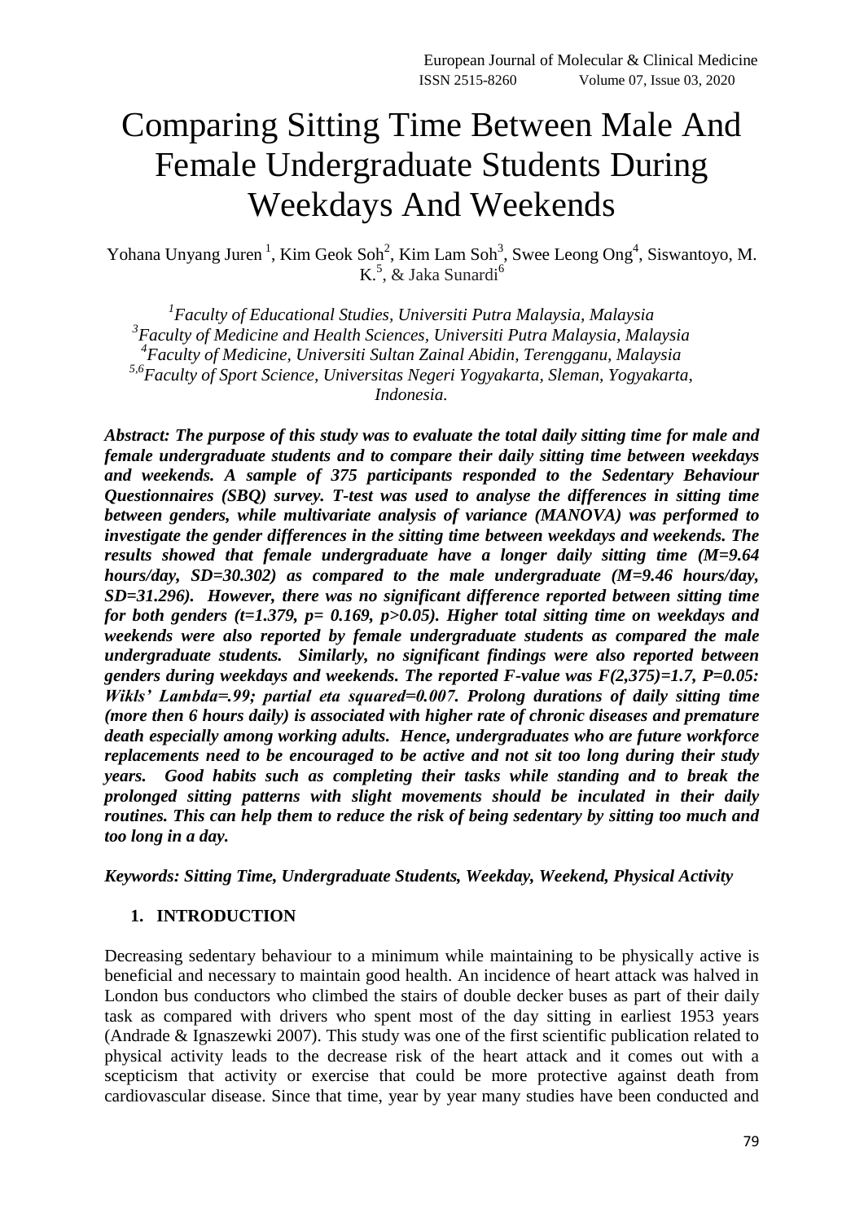# Comparing Sitting Time Between Male And Female Undergraduate Students During Weekdays And Weekends

Yohana Unyang Juren [1], Kim Geok Soh[2], Kim Lam Soh[3], Swee Leong Ong[4], Siswantoyo, M. K.[5], & Jaka Sunardi[6]

[1]*Faculty of Educational Studies, Universiti Putra Malaysia, Malaysia*
[3]*Faculty of Medicine and Health Sciences, Universiti Putra Malaysia, Malaysia*
[4]*Faculty of Medicine, Universiti Sultan Zainal Abidin, Terengganu, Malaysia*
[5,6]*Faculty of Sport Science, Universitas Negeri Yogyakarta, Sleman, Yogyakarta, Indonesia.*

***Abstract: The purpose of this study was to evaluate the total daily sitting time for male and female undergraduate students and to compare their daily sitting time between weekdays and weekends. A sample of 375 participants responded to the Sedentary Behaviour Questionnaires (SBQ) survey. T-test was used to analyse the differences in sitting time between genders, while multivariate analysis of variance (MANOVA) was performed to investigate the gender differences in the sitting time between weekdays and weekends. The results showed that female undergraduate have a longer daily sitting time (M=9.64 hours/day, SD=30.302) as compared to the male undergraduate (M=9.46 hours/day, SD=31.296). However, there was no significant difference reported between sitting time for both genders (t=1.379, p= 0.169, p>0.05). Higher total sitting time on weekdays and weekends were also reported by female undergraduate students as compared the male undergraduate students. Similarly, no significant findings were also reported between genders during weekdays and weekends. The reported F-value was F(2,375)=1.7, P=0.05: Wikls' Lambda=.99; partial eta squared=0.007. Prolong durations of daily sitting time (more then 6 hours daily) is associated with higher rate of chronic diseases and premature death especially among working adults. Hence, undergraduates who are future workforce replacements need to be encouraged to be active and not sit too long during their study years. Good habits such as completing their tasks while standing and to break the prolonged sitting patterns with slight movements should be inculated in their daily routines. This can help them to reduce the risk of being sedentary by sitting too much and too long in a day.***

***Keywords: Sitting Time, Undergraduate Students, Weekday, Weekend, Physical Activity***

## 1. INTRODUCTION

Decreasing sedentary behaviour to a minimum while maintaining to be physically active is beneficial and necessary to maintain good health. An incidence of heart attack was halved in London bus conductors who climbed the stairs of double decker buses as part of their daily task as compared with drivers who spent most of the day sitting in earliest 1953 years (Andrade & Ignaszewki 2007). This study was one of the first scientific publication related to physical activity leads to the decrease risk of the heart attack and it comes out with a scepticism that activity or exercise that could be more protective against death from cardiovascular disease. Since that time, year by year many studies have been conducted and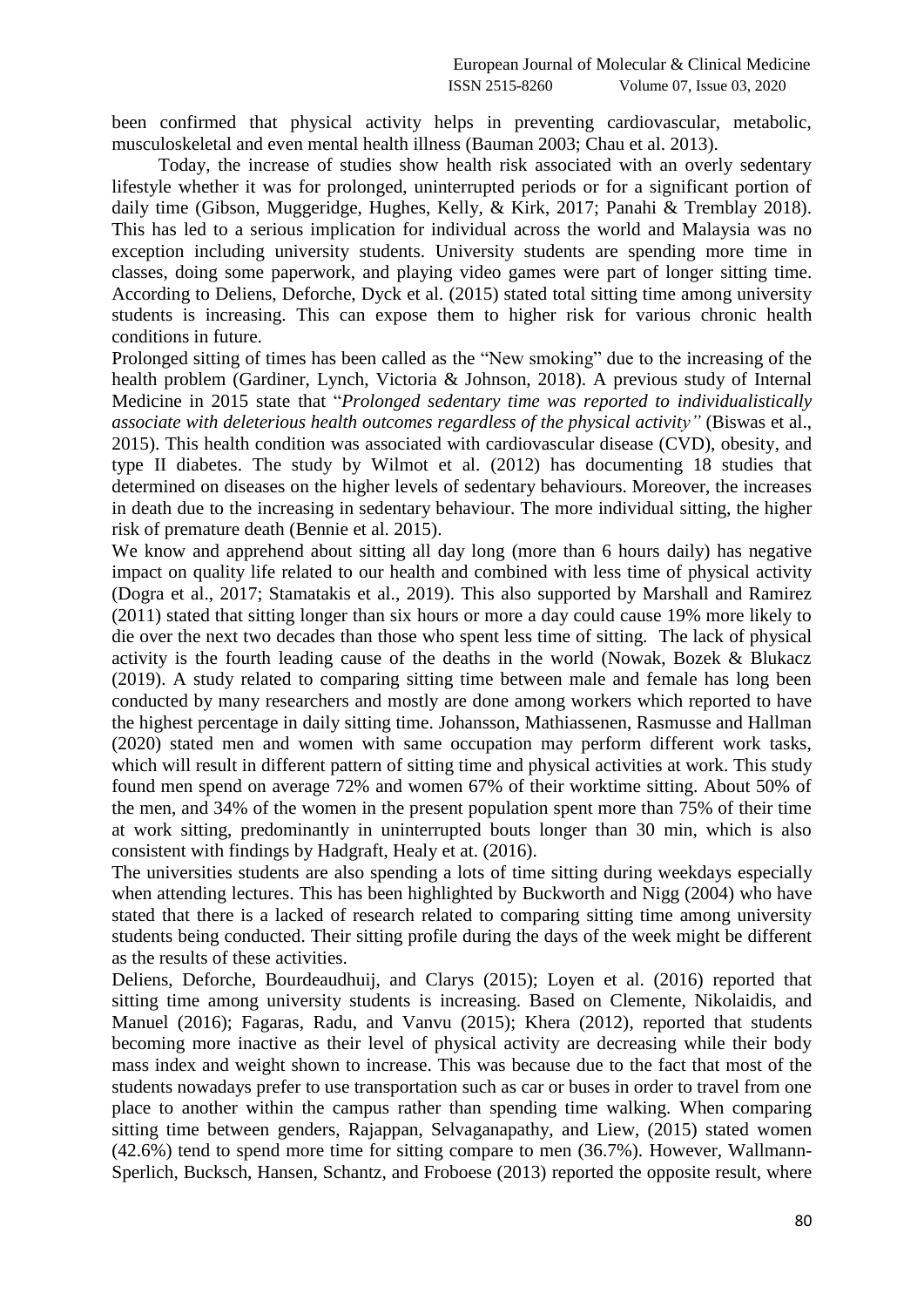been confirmed that physical activity helps in preventing cardiovascular, metabolic, musculoskeletal and even mental health illness (Bauman 2003; Chau et al. 2013).

Today, the increase of studies show health risk associated with an overly sedentary lifestyle whether it was for prolonged, uninterrupted periods or for a significant portion of daily time (Gibson, Muggeridge, Hughes, Kelly, & Kirk, 2017; Panahi & Tremblay 2018). This has led to a serious implication for individual across the world and Malaysia was no exception including university students. University students are spending more time in classes, doing some paperwork, and playing video games were part of longer sitting time. According to Deliens, Deforche, Dyck et al. (2015) stated total sitting time among university students is increasing. This can expose them to higher risk for various chronic health conditions in future.

Prolonged sitting of times has been called as the "New smoking" due to the increasing of the health problem (Gardiner, Lynch, Victoria & Johnson, 2018). A previous study of Internal Medicine in 2015 state that "*Prolonged sedentary time was reported to individualistically associate with deleterious health outcomes regardless of the physical activity"* (Biswas et al., 2015). This health condition was associated with cardiovascular disease (CVD), obesity, and type II diabetes. The study by Wilmot et al. (2012) has documenting 18 studies that determined on diseases on the higher levels of sedentary behaviours. Moreover, the increases in death due to the increasing in sedentary behaviour. The more individual sitting, the higher risk of premature death (Bennie et al. 2015).

We know and apprehend about sitting all day long (more than 6 hours daily) has negative impact on quality life related to our health and combined with less time of physical activity (Dogra et al., 2017; Stamatakis et al., 2019). This also supported by Marshall and Ramirez (2011) stated that sitting longer than six hours or more a day could cause 19% more likely to die over the next two decades than those who spent less time of sitting. The lack of physical activity is the fourth leading cause of the deaths in the world (Nowak, Bozek & Blukacz (2019). A study related to comparing sitting time between male and female has long been conducted by many researchers and mostly are done among workers which reported to have the highest percentage in daily sitting time. Johansson, Mathiassenen, Rasmusse and Hallman (2020) stated men and women with same occupation may perform different work tasks, which will result in different pattern of sitting time and physical activities at work. This study found men spend on average 72% and women 67% of their worktime sitting. About 50% of the men, and 34% of the women in the present population spent more than 75% of their time at work sitting, predominantly in uninterrupted bouts longer than 30 min, which is also consistent with findings by Hadgraft, Healy et at. (2016).

The universities students are also spending a lots of time sitting during weekdays especially when attending lectures. This has been highlighted by Buckworth and Nigg (2004) who have stated that there is a lacked of research related to comparing sitting time among university students being conducted. Their sitting profile during the days of the week might be different as the results of these activities.

Deliens, Deforche, Bourdeaudhuij, and Clarys (2015); Loyen et al. (2016) reported that sitting time among university students is increasing. Based on Clemente, Nikolaidis, and Manuel (2016); Fagaras, Radu, and Vanvu (2015); Khera (2012), reported that students becoming more inactive as their level of physical activity are decreasing while their body mass index and weight shown to increase. This was because due to the fact that most of the students nowadays prefer to use transportation such as car or buses in order to travel from one place to another within the campus rather than spending time walking. When comparing sitting time between genders, Rajappan, Selvaganapathy, and Liew, (2015) stated women (42.6%) tend to spend more time for sitting compare to men (36.7%). However, Wallmann-Sperlich, Bucksch, Hansen, Schantz, and Froboese (2013) reported the opposite result, where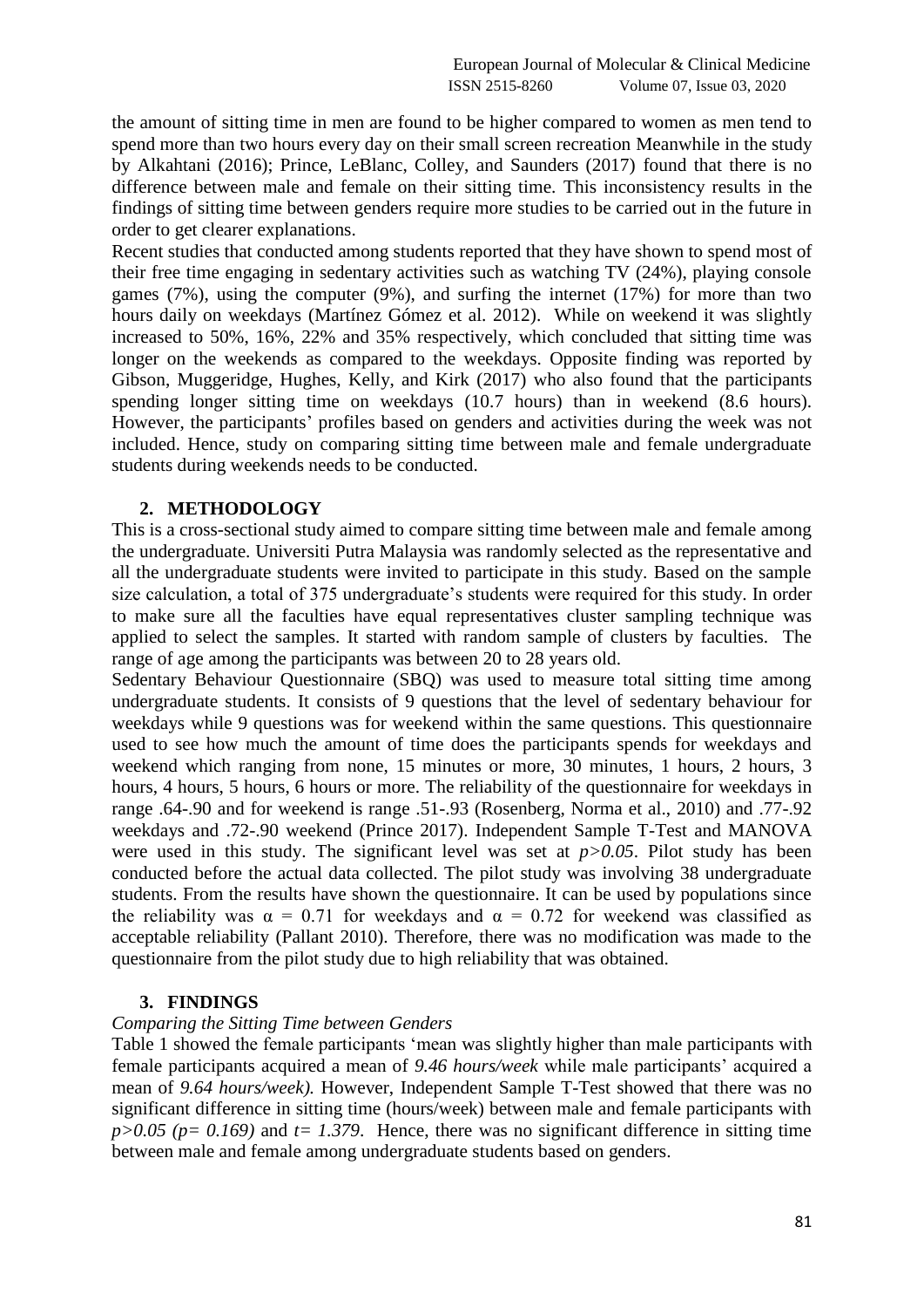the amount of sitting time in men are found to be higher compared to women as men tend to spend more than two hours every day on their small screen recreation Meanwhile in the study by Alkahtani (2016); Prince, LeBlanc, Colley, and Saunders (2017) found that there is no difference between male and female on their sitting time. This inconsistency results in the findings of sitting time between genders require more studies to be carried out in the future in order to get clearer explanations.

Recent studies that conducted among students reported that they have shown to spend most of their free time engaging in sedentary activities such as watching TV (24%), playing console games (7%), using the computer (9%), and surfing the internet (17%) for more than two hours daily on weekdays (Martínez Gómez et al. 2012). While on weekend it was slightly increased to 50%, 16%, 22% and 35% respectively, which concluded that sitting time was longer on the weekends as compared to the weekdays. Opposite finding was reported by Gibson, Muggeridge, Hughes, Kelly, and Kirk (2017) who also found that the participants spending longer sitting time on weekdays (10.7 hours) than in weekend (8.6 hours). However, the participants' profiles based on genders and activities during the week was not included. Hence, study on comparing sitting time between male and female undergraduate students during weekends needs to be conducted.

## 2. METHODOLOGY

This is a cross-sectional study aimed to compare sitting time between male and female among the undergraduate. Universiti Putra Malaysia was randomly selected as the representative and all the undergraduate students were invited to participate in this study. Based on the sample size calculation, a total of 375 undergraduate's students were required for this study. In order to make sure all the faculties have equal representatives cluster sampling technique was applied to select the samples. It started with random sample of clusters by faculties. The range of age among the participants was between 20 to 28 years old.

Sedentary Behaviour Questionnaire (SBQ) was used to measure total sitting time among undergraduate students. It consists of 9 questions that the level of sedentary behaviour for weekdays while 9 questions was for weekend within the same questions. This questionnaire used to see how much the amount of time does the participants spends for weekdays and weekend which ranging from none, 15 minutes or more, 30 minutes, 1 hours, 2 hours, 3 hours, 4 hours, 5 hours, 6 hours or more. The reliability of the questionnaire for weekdays in range .64-.90 and for weekend is range .51-.93 (Rosenberg, Norma et al., 2010) and .77-.92 weekdays and .72-.90 weekend (Prince 2017). Independent Sample T-Test and MANOVA were used in this study. The significant level was set at $p>0.05$. Pilot study has been conducted before the actual data collected. The pilot study was involving 38 undergraduate students. From the results have shown the questionnaire. It can be used by populations since the reliability was $\alpha = 0.71$ for weekdays and $\alpha = 0.72$ for weekend was classified as acceptable reliability (Pallant 2010). Therefore, there was no modification was made to the questionnaire from the pilot study due to high reliability that was obtained.

## 3. FINDINGS

*Comparing the Sitting Time between Genders*

Table 1 showed the female participants 'mean was slightly higher than male participants with female participants acquired a mean of *9.46 hours/week* while male participants' acquired a mean of *9.64 hours/week).* However, Independent Sample T-Test showed that there was no significant difference in sitting time (hours/week) between male and female participants with $p>0.05$ ($p= 0.169$) and $t= 1.379$. Hence, there was no significant difference in sitting time between male and female among undergraduate students based on genders.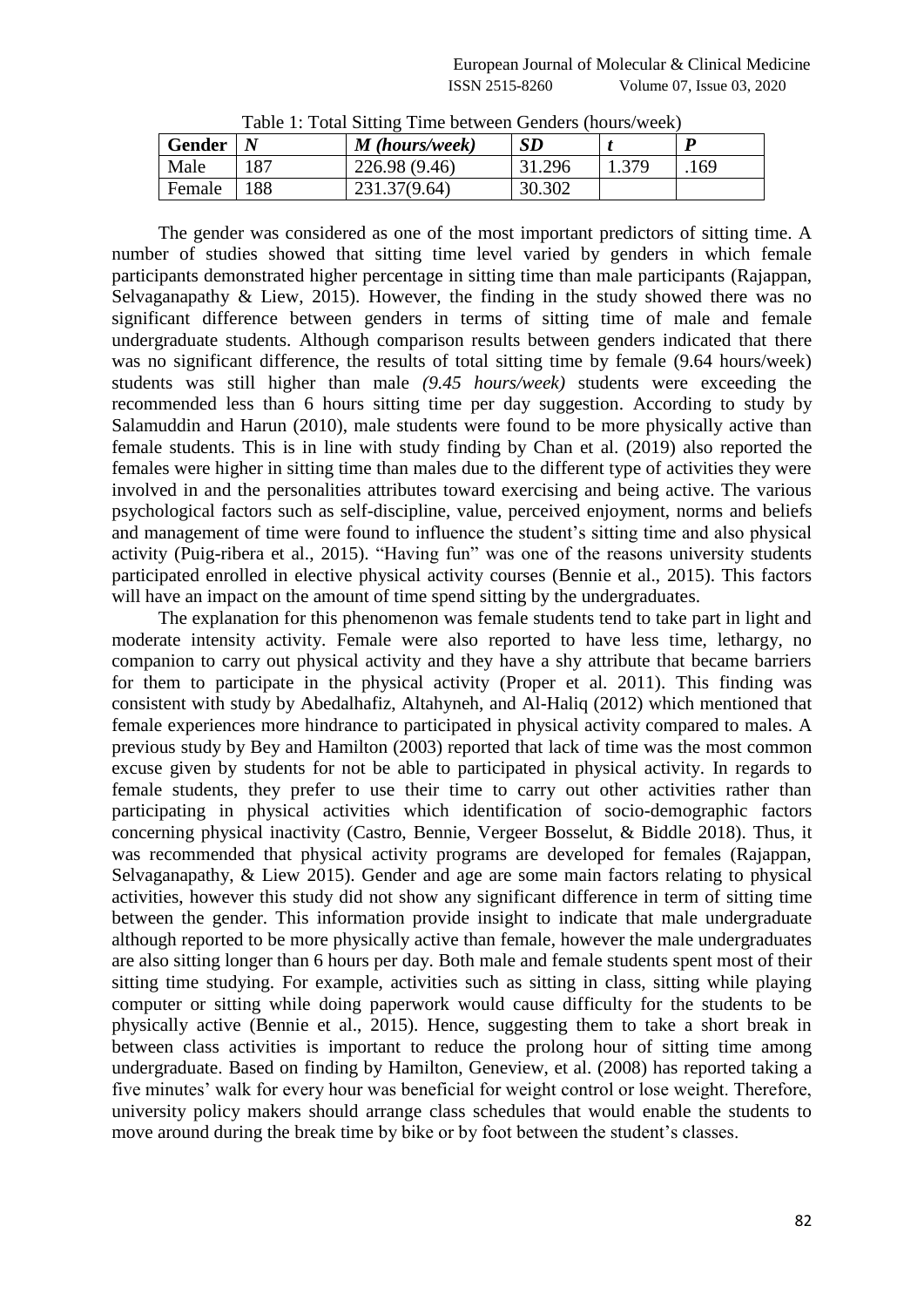Table 1: Total Sitting Time between Genders (hours/week)

| **Gender** | ***N*** | ***M (hours/week)*** | ***SD*** | ***t*** | ***P*** |
|---|---|---|---|---|---|
| Male | 187 | 226.98 (9.46) | 31.296 | 1.379 | .169 |
| Female | 188 | 231.37(9.64) | 30.302 | | |

The gender was considered as one of the most important predictors of sitting time. A number of studies showed that sitting time level varied by genders in which female participants demonstrated higher percentage in sitting time than male participants (Rajappan, Selvaganapathy & Liew, 2015). However, the finding in the study showed there was no significant difference between genders in terms of sitting time of male and female undergraduate students. Although comparison results between genders indicated that there was no significant difference, the results of total sitting time by female (9.64 hours/week) students was still higher than male *(9.45 hours/week)* students were exceeding the recommended less than 6 hours sitting time per day suggestion. According to study by Salamuddin and Harun (2010), male students were found to be more physically active than female students. This is in line with study finding by Chan et al. (2019) also reported the females were higher in sitting time than males due to the different type of activities they were involved in and the personalities attributes toward exercising and being active. The various psychological factors such as self-discipline, value, perceived enjoyment, norms and beliefs and management of time were found to influence the student's sitting time and also physical activity (Puig-ribera et al., 2015). "Having fun" was one of the reasons university students participated enrolled in elective physical activity courses (Bennie et al., 2015). This factors will have an impact on the amount of time spend sitting by the undergraduates.

The explanation for this phenomenon was female students tend to take part in light and moderate intensity activity. Female were also reported to have less time, lethargy, no companion to carry out physical activity and they have a shy attribute that became barriers for them to participate in the physical activity (Proper et al. 2011). This finding was consistent with study by Abedalhafiz, Altahyneh, and Al-Haliq (2012) which mentioned that female experiences more hindrance to participated in physical activity compared to males. A previous study by Bey and Hamilton (2003) reported that lack of time was the most common excuse given by students for not be able to participated in physical activity. In regards to female students, they prefer to use their time to carry out other activities rather than participating in physical activities which identification of socio-demographic factors concerning physical inactivity (Castro, Bennie, Vergeer Bosselut, & Biddle 2018). Thus, it was recommended that physical activity programs are developed for females (Rajappan, Selvaganapathy, & Liew 2015). Gender and age are some main factors relating to physical activities, however this study did not show any significant difference in term of sitting time between the gender. This information provide insight to indicate that male undergraduate although reported to be more physically active than female, however the male undergraduates are also sitting longer than 6 hours per day. Both male and female students spent most of their sitting time studying. For example, activities such as sitting in class, sitting while playing computer or sitting while doing paperwork would cause difficulty for the students to be physically active (Bennie et al., 2015). Hence, suggesting them to take a short break in between class activities is important to reduce the prolong hour of sitting time among undergraduate. Based on finding by Hamilton, Geneview, et al. (2008) has reported taking a five minutes' walk for every hour was beneficial for weight control or lose weight. Therefore, university policy makers should arrange class schedules that would enable the students to move around during the break time by bike or by foot between the student's classes.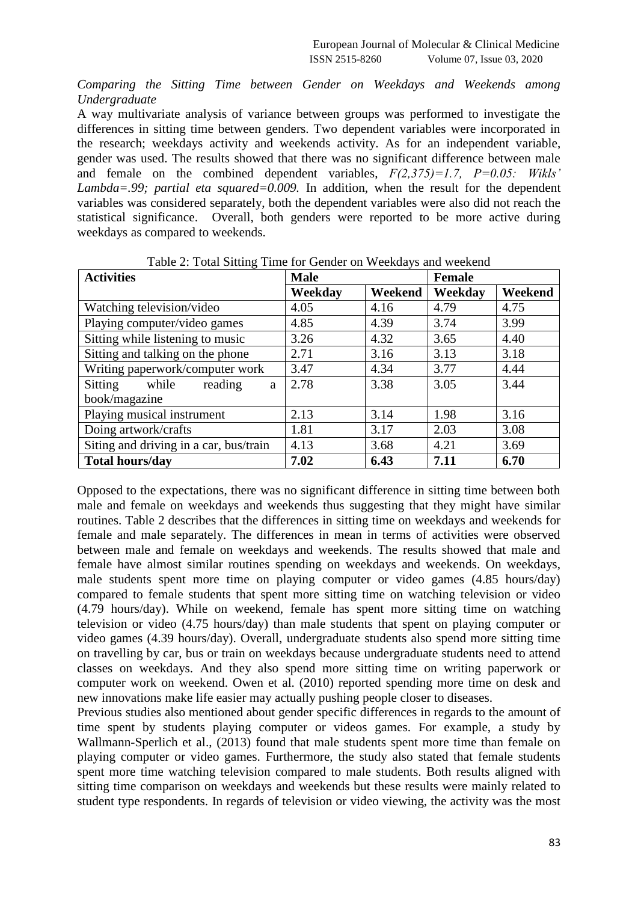*Comparing the Sitting Time between Gender on Weekdays and Weekends among Undergraduate*

A way multivariate analysis of variance between groups was performed to investigate the differences in sitting time between genders. Two dependent variables were incorporated in the research; weekdays activity and weekends activity. As for an independent variable, gender was used. The results showed that there was no significant difference between male and female on the combined dependent variables, *$F(2,375)=1.7$, $P=0.05$: Wikls' Lambda=.99; partial eta squared=0.009.* In addition, when the result for the dependent variables was considered separately, both the dependent variables were also did not reach the statistical significance. Overall, both genders were reported to be more active during weekdays as compared to weekends.

Table 2: Total Sitting Time for Gender on Weekdays and weekend

| **Activities** | **Male** | | **Female** | |
|---|---|---|---|---|
| | **Weekday** | **Weekend** | **Weekday** | **Weekend** |
| Watching television/video | 4.05 | 4.16 | 4.79 | 4.75 |
| Playing computer/video games | 4.85 | 4.39 | 3.74 | 3.99 |
| Sitting while listening to music | 3.26 | 4.32 | 3.65 | 4.40 |
| Sitting and talking on the phone | 2.71 | 3.16 | 3.13 | 3.18 |
| Writing paperwork/computer work | 3.47 | 4.34 | 3.77 | 4.44 |
| Sitting while reading a book/magazine | 2.78 | 3.38 | 3.05 | 3.44 |
| Playing musical instrument | 2.13 | 3.14 | 1.98 | 3.16 |
| Doing artwork/crafts | 1.81 | 3.17 | 2.03 | 3.08 |
| Siting and driving in a car, bus/train | 4.13 | 3.68 | 4.21 | 3.69 |
| **Total hours/day** | **7.02** | **6.43** | **7.11** | **6.70** |

Opposed to the expectations, there was no significant difference in sitting time between both male and female on weekdays and weekends thus suggesting that they might have similar routines. Table 2 describes that the differences in sitting time on weekdays and weekends for female and male separately. The differences in mean in terms of activities were observed between male and female on weekdays and weekends. The results showed that male and female have almost similar routines spending on weekdays and weekends. On weekdays, male students spent more time on playing computer or video games (4.85 hours/day) compared to female students that spent more sitting time on watching television or video (4.79 hours/day). While on weekend, female has spent more sitting time on watching television or video (4.75 hours/day) than male students that spent on playing computer or video games (4.39 hours/day). Overall, undergraduate students also spend more sitting time on travelling by car, bus or train on weekdays because undergraduate students need to attend classes on weekdays. And they also spend more sitting time on writing paperwork or computer work on weekend. Owen et al. (2010) reported spending more time on desk and new innovations make life easier may actually pushing people closer to diseases.

Previous studies also mentioned about gender specific differences in regards to the amount of time spent by students playing computer or videos games. For example, a study by Wallmann-Sperlich et al., (2013) found that male students spent more time than female on playing computer or video games. Furthermore, the study also stated that female students spent more time watching television compared to male students. Both results aligned with sitting time comparison on weekdays and weekends but these results were mainly related to student type respondents. In regards of television or video viewing, the activity was the most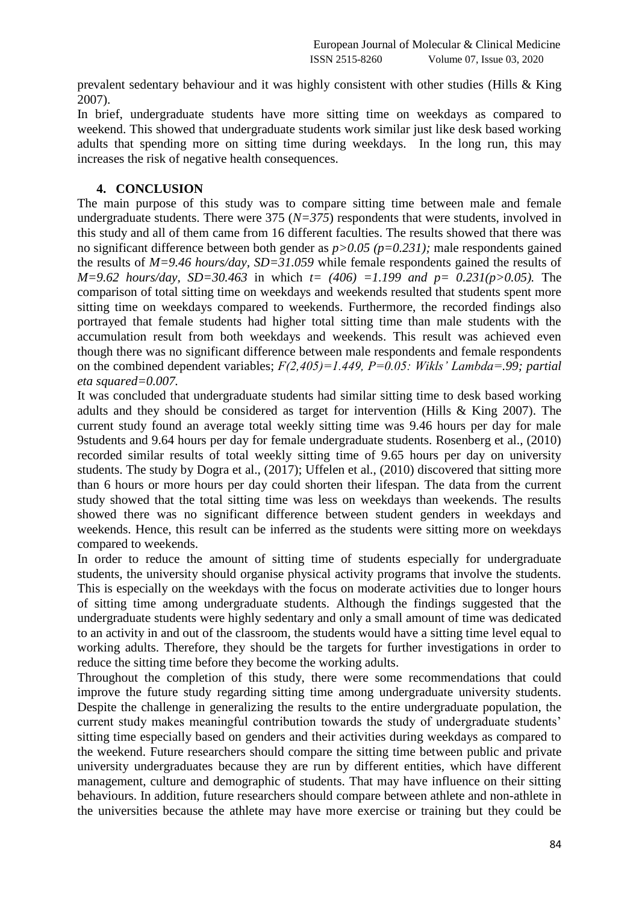prevalent sedentary behaviour and it was highly consistent with other studies (Hills & King 2007).

In brief, undergraduate students have more sitting time on weekdays as compared to weekend. This showed that undergraduate students work similar just like desk based working adults that spending more on sitting time during weekdays. In the long run, this may increases the risk of negative health consequences.

## 4. CONCLUSION

The main purpose of this study was to compare sitting time between male and female undergraduate students. There were 375 (*N=375*) respondents that were students, involved in this study and all of them came from 16 different faculties. The results showed that there was no significant difference between both gender as $p>0.05$ $(p=0.231)$; male respondents gained the results of $M=9.46$ *hours/day*, $SD=31.059$ while female respondents gained the results of $M=9.62$ *hours/day*, $SD=30.463$ in which $t=(406)=1.199$ and $p=0.231(p>0.05)$. The comparison of total sitting time on weekdays and weekends resulted that students spent more sitting time on weekdays compared to weekends. Furthermore, the recorded findings also portrayed that female students had higher total sitting time than male students with the accumulation result from both weekdays and weekends. This result was achieved even though there was no significant difference between male respondents and female respondents on the combined dependent variables; $F(2,405)=1.449$, $P=0.05$: *Wikls' Lambda=.99; partial eta squared=0.007.*

It was concluded that undergraduate students had similar sitting time to desk based working adults and they should be considered as target for intervention (Hills & King 2007). The current study found an average total weekly sitting time was 9.46 hours per day for male 9students and 9.64 hours per day for female undergraduate students. Rosenberg et al., (2010) recorded similar results of total weekly sitting time of 9.65 hours per day on university students. The study by Dogra et al., (2017); Uffelen et al., (2010) discovered that sitting more than 6 hours or more hours per day could shorten their lifespan. The data from the current study showed that the total sitting time was less on weekdays than weekends. The results showed there was no significant difference between student genders in weekdays and weekends. Hence, this result can be inferred as the students were sitting more on weekdays compared to weekends.

In order to reduce the amount of sitting time of students especially for undergraduate students, the university should organise physical activity programs that involve the students. This is especially on the weekdays with the focus on moderate activities due to longer hours of sitting time among undergraduate students. Although the findings suggested that the undergraduate students were highly sedentary and only a small amount of time was dedicated to an activity in and out of the classroom, the students would have a sitting time level equal to working adults. Therefore, they should be the targets for further investigations in order to reduce the sitting time before they become the working adults.

Throughout the completion of this study, there were some recommendations that could improve the future study regarding sitting time among undergraduate university students. Despite the challenge in generalizing the results to the entire undergraduate population, the current study makes meaningful contribution towards the study of undergraduate students' sitting time especially based on genders and their activities during weekdays as compared to the weekend. Future researchers should compare the sitting time between public and private university undergraduates because they are run by different entities, which have different management, culture and demographic of students. That may have influence on their sitting behaviours. In addition, future researchers should compare between athlete and non-athlete in the universities because the athlete may have more exercise or training but they could be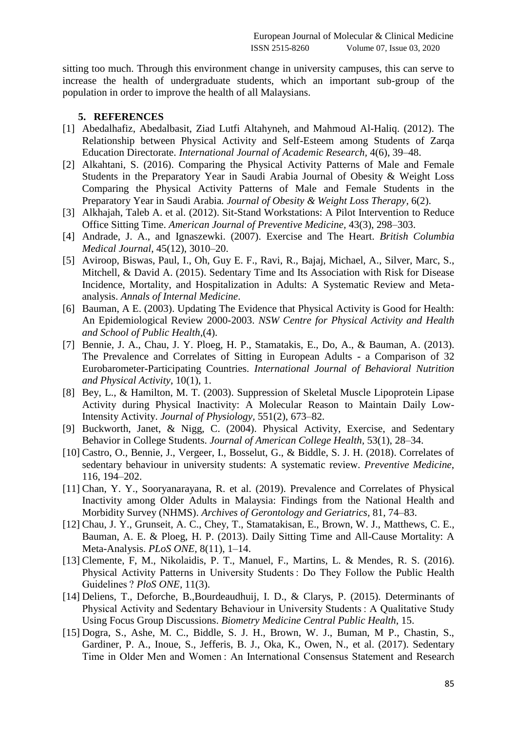sitting too much. Through this environment change in university campuses, this can serve to increase the health of undergraduate students, which an important sub-group of the population in order to improve the health of all Malaysians.

## 5. REFERENCES

[1] Abedalhafiz, Abedalbasit, Ziad Lutfi Altahyneh, and Mahmoud Al-Haliq. (2012). The Relationship between Physical Activity and Self-Esteem among Students of Zarqa Education Directorate. *International Journal of Academic Research*, 4(6), 39–48.

[2] Alkahtani, S. (2016). Comparing the Physical Activity Patterns of Male and Female Students in the Preparatory Year in Saudi Arabia Journal of Obesity & Weight Loss Comparing the Physical Activity Patterns of Male and Female Students in the Preparatory Year in Saudi Arabia. *Journal of Obesity & Weight Loss Therapy*, 6(2).

[3] Alkhajah, Taleb A. et al. (2012). Sit-Stand Workstations: A Pilot Intervention to Reduce Office Sitting Time. *American Journal of Preventive Medicine*, 43(3), 298–303.

[4] Andrade, J. A., and Ignaszewki. (2007). Exercise and The Heart. *British Columbia Medical Journal*, 45(12), 3010–20.

[5] Aviroop, Biswas, Paul, I., Oh, Guy E. F., Ravi, R., Bajaj, Michael, A., Silver, Marc, S., Mitchell, & David A. (2015). Sedentary Time and Its Association with Risk for Disease Incidence, Mortality, and Hospitalization in Adults: A Systematic Review and Meta-analysis. *Annals of Internal Medicine*.

[6] Bauman, A E. (2003). Updating The Evidence that Physical Activity is Good for Health: An Epidemiological Review 2000-2003. *NSW Centre for Physical Activity and Health and School of Public Health*,(4).

[7] Bennie, J. A., Chau, J. Y. Ploeg, H. P., Stamatakis, E., Do, A., & Bauman, A. (2013). The Prevalence and Correlates of Sitting in European Adults - a Comparison of 32 Eurobarometer-Participating Countries. *International Journal of Behavioral Nutrition and Physical Activity*, 10(1), 1.

[8] Bey, L., & Hamilton, M. T. (2003). Suppression of Skeletal Muscle Lipoprotein Lipase Activity during Physical Inactivity: A Molecular Reason to Maintain Daily Low-Intensity Activity. *Journal of Physiology*, 551(2), 673–82.

[9] Buckworth, Janet, & Nigg, C. (2004). Physical Activity, Exercise, and Sedentary Behavior in College Students. *Journal of American College Health*, 53(1), 28–34.

[10] Castro, O., Bennie, J., Vergeer, I., Bosselut, G., & Biddle, S. J. H. (2018). Correlates of sedentary behaviour in university students: A systematic review. *Preventive Medicine*, 116, 194–202.

[11] Chan, Y. Y., Sooryanarayana, R. et al. (2019). Prevalence and Correlates of Physical Inactivity among Older Adults in Malaysia: Findings from the National Health and Morbidity Survey (NHMS). *Archives of Gerontology and Geriatrics*, 81, 74–83.

[12] Chau, J. Y., Grunseit, A. C., Chey, T., Stamatakisan, E., Brown, W. J., Matthews, C. E., Bauman, A. E. & Ploeg, H. P. (2013). Daily Sitting Time and All-Cause Mortality: A Meta-Analysis. *PLoS ONE*, 8(11), 1–14.

[13] Clemente, F, M., Nikolaidis, P. T., Manuel, F., Martins, L. & Mendes, R. S. (2016). Physical Activity Patterns in University Students : Do They Follow the Public Health Guidelines ? *PloS ONE*, 11(3).

[14] Deliens, T., Deforche, B.,Bourdeaudhuij, I. D., & Clarys, P. (2015). Determinants of Physical Activity and Sedentary Behaviour in University Students : A Qualitative Study Using Focus Group Discussions. *Biometry Medicine Central Public Health*, 15.

[15] Dogra, S., Ashe, M. C., Biddle, S. J. H., Brown, W. J., Buman, M P., Chastin, S., Gardiner, P. A., Inoue, S., Jefferis, B. J., Oka, K., Owen, N., et al. (2017). Sedentary Time in Older Men and Women : An International Consensus Statement and Research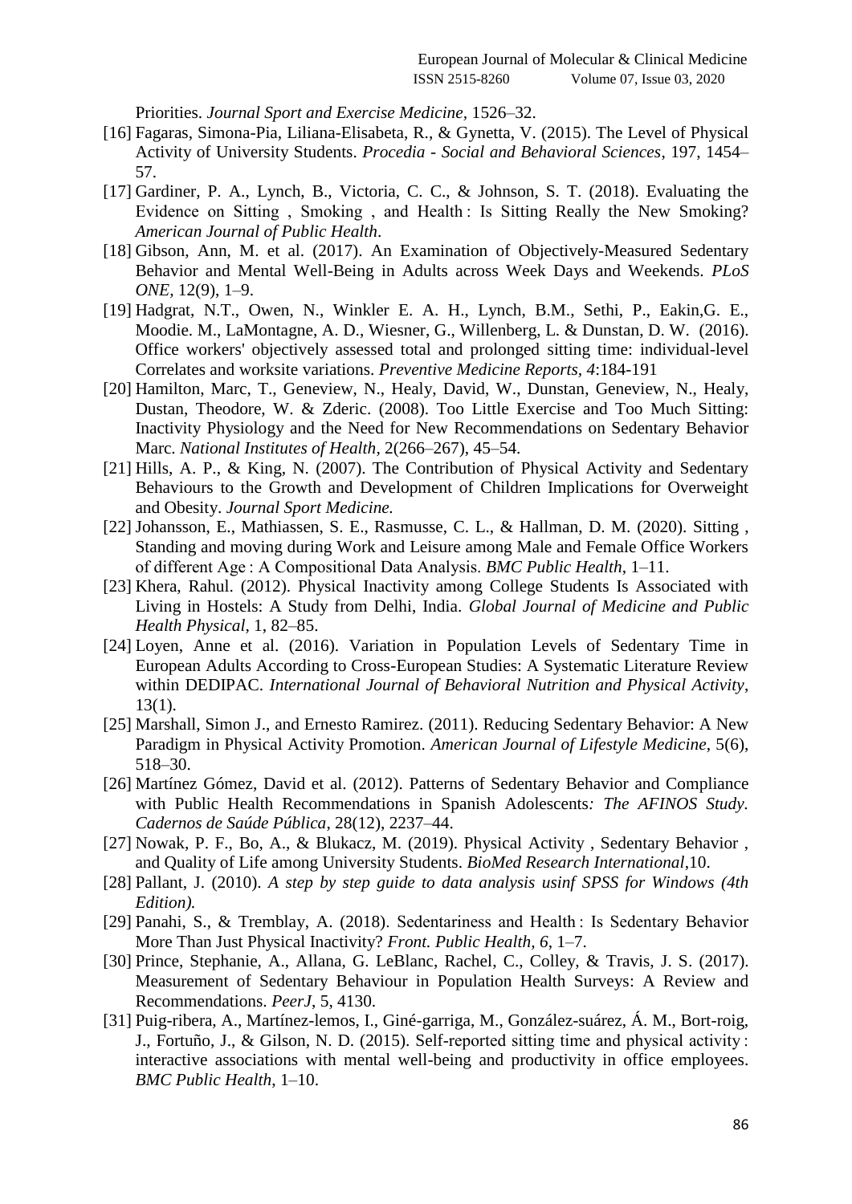Priorities. *Journal Sport and Exercise Medicine,* 1526–32.

[16] Fagaras, Simona-Pia, Liliana-Elisabeta, R., & Gynetta, V. (2015). The Level of Physical Activity of University Students. *Procedia - Social and Behavioral Sciences*, 197, 1454–57.

[17] Gardiner, P. A., Lynch, B., Victoria, C. C., & Johnson, S. T. (2018). Evaluating the Evidence on Sitting , Smoking , and Health : Is Sitting Really the New Smoking? *American Journal of Public Health*.

[18] Gibson, Ann, M. et al. (2017). An Examination of Objectively-Measured Sedentary Behavior and Mental Well-Being in Adults across Week Days and Weekends. *PLoS ONE,* 12(9), 1–9.

[19] Hadgrat, N.T., Owen, N., Winkler E. A. H., Lynch, B.M., Sethi, P., Eakin,G. E., Moodie. M., LaMontagne, A. D., Wiesner, G., Willenberg, L. & Dunstan, D. W. (2016). Office workers' objectively assessed total and prolonged sitting time: individual-level Correlates and worksite variations. *Preventive Medicine Reports, 4*:184-191

[20] Hamilton, Marc, T., Geneview, N., Healy, David, W., Dunstan, Geneview, N., Healy, Dustan, Theodore, W. & Zderic. (2008). Too Little Exercise and Too Much Sitting: Inactivity Physiology and the Need for New Recommendations on Sedentary Behavior Marc. *National Institutes of Health*, 2(266–267), 45–54.

[21] Hills, A. P., & King, N. (2007). The Contribution of Physical Activity and Sedentary Behaviours to the Growth and Development of Children Implications for Overweight and Obesity. *Journal Sport Medicine.*

[22] Johansson, E., Mathiassen, S. E., Rasmusse, C. L., & Hallman, D. M. (2020). Sitting , Standing and moving during Work and Leisure among Male and Female Office Workers of different Age : A Compositional Data Analysis. *BMC Public Health*, 1–11.

[23] Khera, Rahul. (2012). Physical Inactivity among College Students Is Associated with Living in Hostels: A Study from Delhi, India. *Global Journal of Medicine and Public Health Physical*, 1, 82–85.

[24] Loyen, Anne et al. (2016). Variation in Population Levels of Sedentary Time in European Adults According to Cross-European Studies: A Systematic Literature Review within DEDIPAC. *International Journal of Behavioral Nutrition and Physical Activity*, 13(1).

[25] Marshall, Simon J., and Ernesto Ramirez. (2011). Reducing Sedentary Behavior: A New Paradigm in Physical Activity Promotion. *American Journal of Lifestyle Medicine*, 5(6), 518–30.

[26] Martínez Gómez, David et al. (2012). Patterns of Sedentary Behavior and Compliance with Public Health Recommendations in Spanish Adolescents*: The AFINOS Study. Cadernos de Saúde Pública*, 28(12), 2237–44.

[27] Nowak, P. F., Bo, A., & Blukacz, M. (2019). Physical Activity , Sedentary Behavior , and Quality of Life among University Students. *BioMed Research International*,10.

[28] Pallant, J. (2010). *A step by step guide to data analysis usinf SPSS for Windows (4th Edition).*

[29] Panahi, S., & Tremblay, A. (2018). Sedentariness and Health : Is Sedentary Behavior More Than Just Physical Inactivity? *Front. Public Health, 6*, 1–7.

[30] Prince, Stephanie, A., Allana, G. LeBlanc, Rachel, C., Colley, & Travis, J. S. (2017). Measurement of Sedentary Behaviour in Population Health Surveys: A Review and Recommendations. *PeerJ*, 5, 4130.

[31] Puig-ribera, A., Martínez-lemos, I., Giné-garriga, M., González-suárez, Á. M., Bort-roig, J., Fortuño, J., & Gilson, N. D. (2015). Self-reported sitting time and physical activity : interactive associations with mental well-being and productivity in office employees. *BMC Public Health*, 1–10.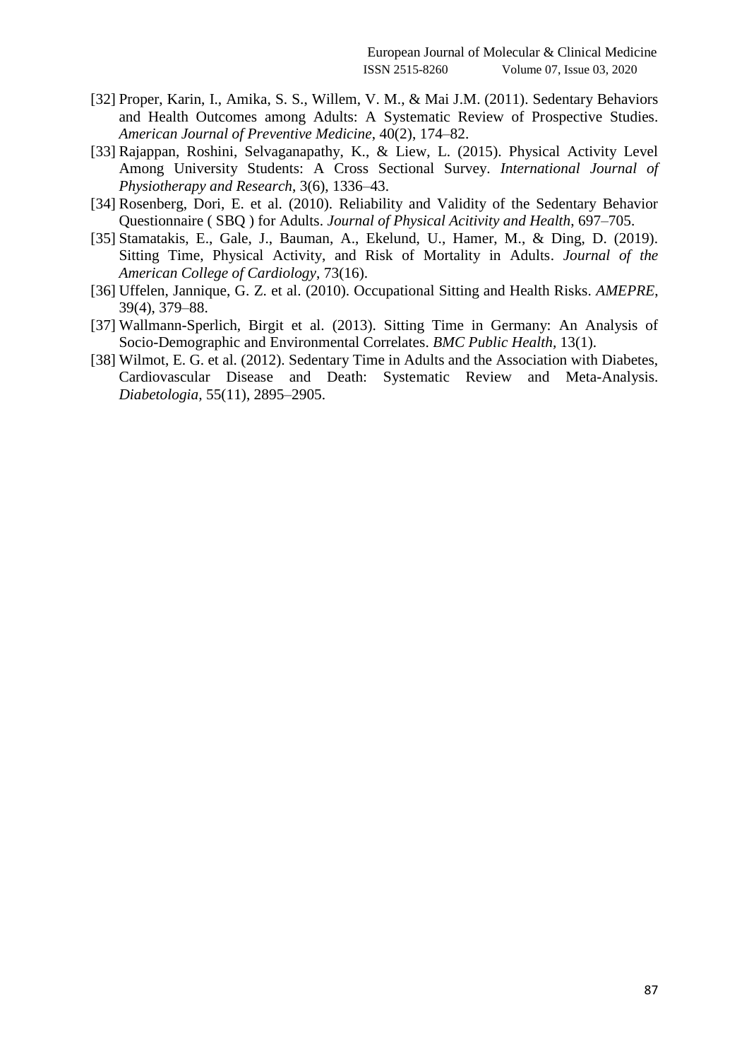[32] Proper, Karin, I., Amika, S. S., Willem, V. M., & Mai J.M. (2011). Sedentary Behaviors and Health Outcomes among Adults: A Systematic Review of Prospective Studies. *American Journal of Preventive Medicine*, 40(2), 174–82.

[33] Rajappan, Roshini, Selvaganapathy, K., & Liew, L. (2015). Physical Activity Level Among University Students: A Cross Sectional Survey. *International Journal of Physiotherapy and Research*, 3(6), 1336–43.

[34] Rosenberg, Dori, E. et al. (2010). Reliability and Validity of the Sedentary Behavior Questionnaire ( SBQ ) for Adults. *Journal of Physical Acitivity and Health*, 697–705.

[35] Stamatakis, E., Gale, J., Bauman, A., Ekelund, U., Hamer, M., & Ding, D. (2019). Sitting Time, Physical Activity, and Risk of Mortality in Adults. *Journal of the American College of Cardiology*, 73(16).

[36] Uffelen, Jannique, G. Z. et al. (2010). Occupational Sitting and Health Risks. *AMEPRE*, 39(4), 379–88.

[37] Wallmann-Sperlich, Birgit et al. (2013). Sitting Time in Germany: An Analysis of Socio-Demographic and Environmental Correlates. *BMC Public Health*, 13(1).

[38] Wilmot, E. G. et al. (2012). Sedentary Time in Adults and the Association with Diabetes, Cardiovascular Disease and Death: Systematic Review and Meta-Analysis. *Diabetologia*, 55(11), 2895–2905.